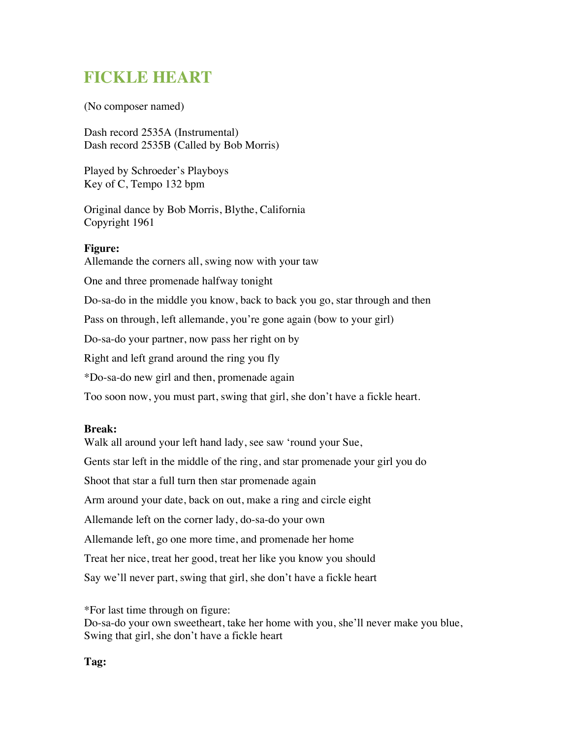# FICKLE HEART

(No composer named)

Dash record 2535A (Instrumental)
Dash record 2535B (Called by Bob Morris)

Played by Schroeder's Playboys
Key of C, Tempo 132 bpm

Original dance by Bob Morris, Blythe, California
Copyright 1961

**Figure:**

Allemande the corners all, swing now with your taw

One and three promenade halfway tonight

Do-sa-do in the middle you know, back to back you go, star through and then

Pass on through, left allemande, you're gone again (bow to your girl)

Do-sa-do your partner, now pass her right on by

Right and left grand around the ring you fly

*Do-sa-do new girl and then, promenade again

Too soon now, you must part, swing that girl, she don't have a fickle heart.

**Break:**

Walk all around your left hand lady, see saw 'round your Sue,

Gents star left in the middle of the ring, and star promenade your girl you do

Shoot that star a full turn then star promenade again

Arm around your date, back on out, make a ring and circle eight

Allemande left on the corner lady, do-sa-do your own

Allemande left, go one more time, and promenade her home

Treat her nice, treat her good, treat her like you know you should

Say we'll never part, swing that girl, she don't have a fickle heart

*For last time through on figure:
Do-sa-do your own sweetheart, take her home with you, she'll never make you blue,
Swing that girl, she don't have a fickle heart

**Tag:**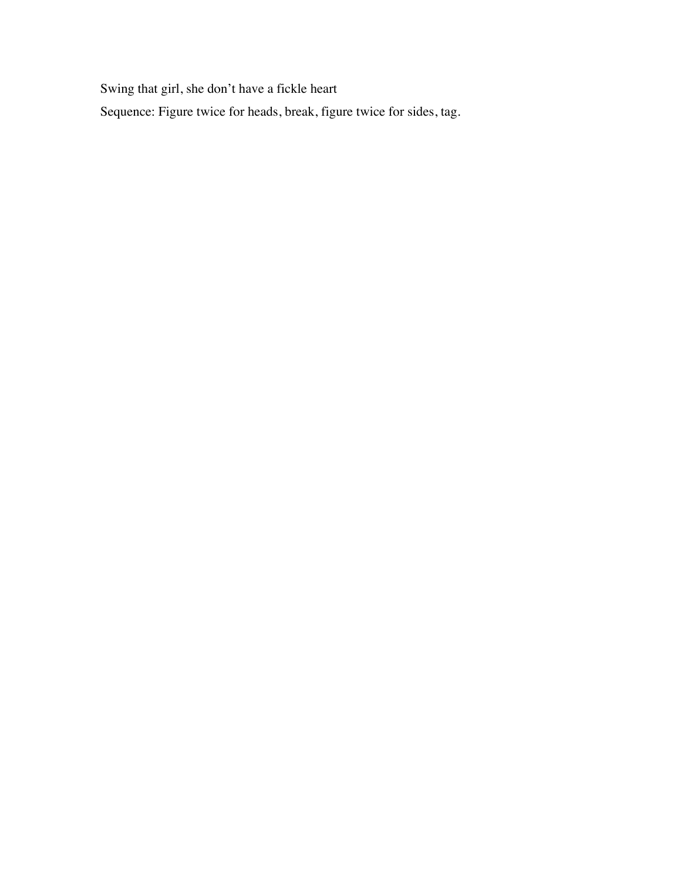Swing that girl, she don't have a fickle heart

Sequence: Figure twice for heads, break, figure twice for sides, tag.